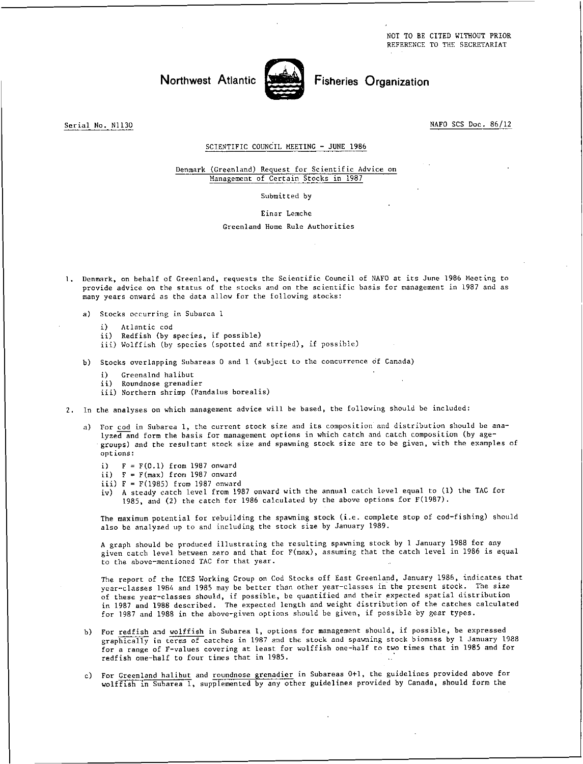NOT TO BE CITED WITHOUT PRIOR REFERENCE TO THE SECRETARIAT

# Northwest Atlantic Fisheries Organization

Serial No. N1130

NAFO SCS Doc. 86/12

SCIENTIFIC COUNCIL MEETING - JUNE 1986

## Denmark (Greenland) Request for Scientific Advice on Management of Certain Stocks in 1987

Submitted by

Einar Lemche

Greenland Home Rule Authorities

1. Denmark, on behalf of Greenland, requests the Scientific Council of NAFO at its June 1986 Meeting to provide advice on the status of the stocks and on the scientific basis for management in 1987 and as many years onward as the data allow for the following stocks:

   a) Stocks occurring in Subarea 1

      i) Atlantic cod
      ii) Redfish (by species, if possible)
      iii) Wolffish (by species (spotted and striped), if possible)

   b) Stocks overlapping Subareas 0 and 1 (subject to the concurrence of Canada)

      i) Greenalnd halibut
      ii) Roundnose grenadier
      iii) Northern shrimp (Pandalus borealis)

2. In the analyses on which management advice will be based, the following should be included:

   a) For cod in Subarea 1, the current stock size and its composition and distribution should be analyzed and form the basis for management options in which catch and catch composition (by age-groups) and the resultant stock size and spawning stock size are to be given, with the examples of options:

      i) $F = F(0.1)$ from 1987 onward
      ii) $F = F(max)$ from 1987 onward
      iii) $F = F(1985)$ from 1987 onward
      iv) A steady catch level from 1987 onward with the annual catch level equal to (1) the TAC for 1985, and (2) the catch for 1986 calculated by the above options for F(1987).

      The maximum potential for rebuilding the spawning stock (i.e. complete stop of cod-fishing) should also be analyzed up to and including the stock size by January 1989.

      A graph should be produced illustrating the resulting spawning stock by 1 January 1988 for any given catch level between zero and that for F(max), assuming that the catch level in 1986 is equal to the above-mentioned TAC for that year.

      The report of the ICES Working Group on Cod Stocks off East Greenland, January 1986, indicates that year-classes 1984 and 1985 may be better than other year-classes in the present stock. The size of these year-classes should, if possible, be quantified and their expected spatial distribution in 1987 and 1988 described. The expected length and weight distribution of the catches calculated for 1987 and 1988 in the above-given options should be given, if possible by gear types.

   b) For redfish and wolffish in Subarea 1, options for management should, if possible, be expressed graphically in terms of catches in 1987 and the stock and spawning stock biomass by 1 January 1988 for a range of F-values covering at least for wolffish one-half to two times that in 1985 and for redfish one-half to four times that in 1985.

   c) For Greenland halibut and roundnose grenadier in Subareas 0+1, the guidelines provided above for wolffish in Subarea 1, supplemented by any other guidelines provided by Canada, should form the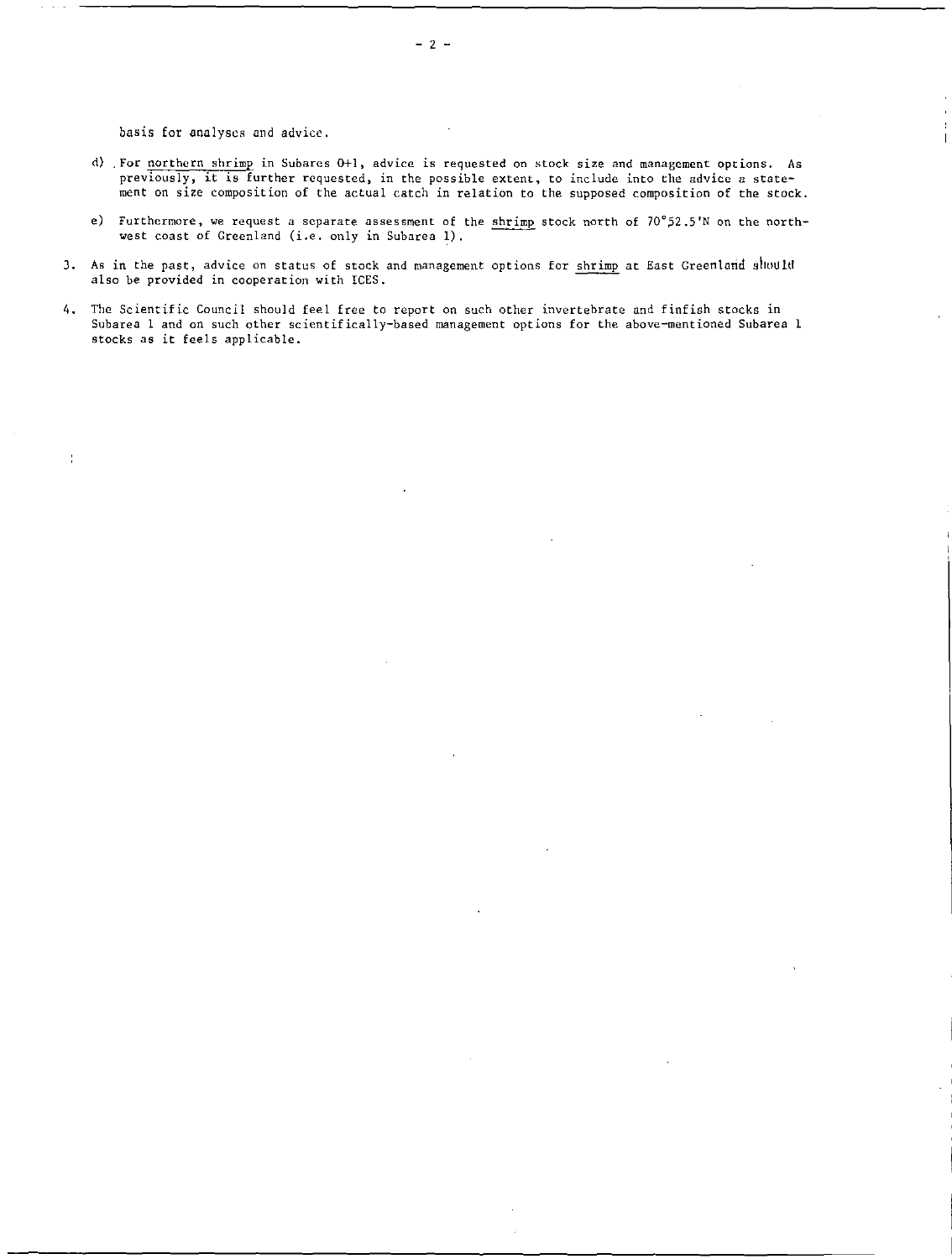basis for analyses and advice.

d) For northern shrimp in Subares 0+1, advice is requested on stock size and management options. As previously, it is further requested, in the possible extent, to include into the advice a statement on size composition of the actual catch in relation to the supposed composition of the stock.

e) Furthermore, we request a separate assessment of the shrimp stock north of 70°52.5'N on the northwest coast of Greenland (i.e. only in Subarea 1).

3. As in the past, advice on status of stock and management options for shrimp at East Greenland should also be provided in cooperation with ICES.

4. The Scientific Council should feel free to report on such other invertebrate and finfish stocks in Subarea 1 and on such other scientifically-based management options for the above-mentioned Subarea 1 stocks as it feels applicable.